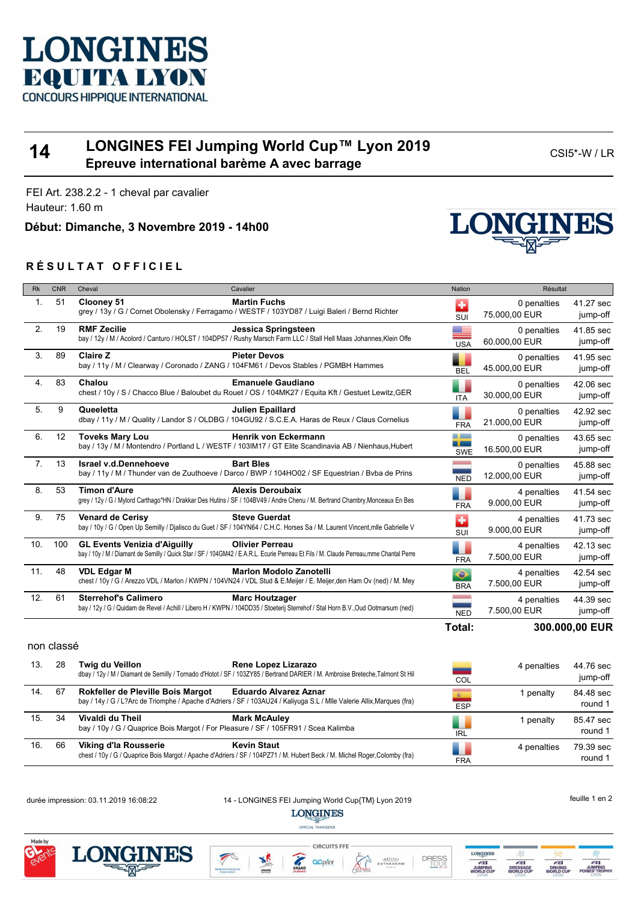# LONGINES EQUITA LYON

CONCOURS HIPPIQUE INTERNATIONAL

## 14 LONGINES FEI Jumping World Cup™ Lyon 2019

### Epreuve international barème A avec barrage

CSI5*-W / LR

FEI Art. 238.2.2 - 1 cheval par cavalier

Hauteur: 1.60 m

**Début: Dimanche, 3 Novembre 2019 - 14h00**

## RÉSULTAT OFFICIEL

| Rk | CNR | Cheval | Cavalier | Nation | Résultat | |
|---|---|---|---|---|---|---|
| 1. | 51 | **Clooney 51**<br>grey / 13y / G / Cornet Obolensky / Ferragamo / WESTF / 103YD87 / Luigi Baleri / Bernd Richter | **Martin Fuchs** | SUI | 0 penalties<br>75.000,00 EUR | 41.27 sec<br>jump-off |
| 2. | 19 | **RMF Zecilie**<br>bay / 12y / M / Acolord / Canturo / HOLST / 104DP57 / Rushy Marsch Farm LLC / Stall Hell Maas Johannes,Klein Offe | **Jessica Springsteen** | USA | 0 penalties<br>60.000,00 EUR | 41.85 sec<br>jump-off |
| 3. | 89 | **Claire Z**<br>bay / 11y / M / Clearway / Coronado / ZANG / 104FM61 / Devos Stables / PGMBH Hammes | **Pieter Devos** | BEL | 0 penalties<br>45.000,00 EUR | 41.95 sec<br>jump-off |
| 4. | 83 | **Chalou**<br>chest / 10y / S / Chacco Blue / Baloubet du Rouet / OS / 104MK27 / Equita Kft / Gestuet Lewitz,GER | **Emanuele Gaudiano** | ITA | 0 penalties<br>30.000,00 EUR | 42.06 sec<br>jump-off |
| 5. | 9 | **Queeletta**<br>dbay / 11y / M / Quality / Landor S / OLDBG / 104GU92 / S.C.E.A. Haras de Reux / Claus Cornelius | **Julien Epaillard** | FRA | 0 penalties<br>21.000,00 EUR | 42.92 sec<br>jump-off |
| 6. | 12 | **Toveks Mary Lou**<br>bay / 13y / M / Montendro / Portland L / WESTF / 103IM17 / GT Elite Scandinavia AB / Nienhaus,Hubert | **Henrik von Eckermann** | SWE | 0 penalties<br>16.500,00 EUR | 43.65 sec<br>jump-off |
| 7. | 13 | **Israel v.d.Dennehoeve**<br>bay / 11y / M / Thunder van de Zuuthoeve / Darco / BWP / 104HO02 / SF Equestrian / Bvba de Prins | **Bart Bles** | NED | 0 penalties<br>12.000,00 EUR | 45.88 sec<br>jump-off |
| 8. | 53 | **Timon d'Aure**<br>grey / 12y / G / Mylord Carthago*HN / Drakkar Des Hutins / SF / 104BV49 / Andre Chenu / M. Bertrand Chambry,Monceaux En Bes | **Alexis Deroubaix** | FRA | 4 penalties<br>9.000,00 EUR | 41.54 sec<br>jump-off |
| 9. | 75 | **Venard de Cerisy**<br>bay / 10y / G / Open Up Semilly / Djalisco du Guet / SF / 104YN64 / C.H.C. Horses Sa / M. Laurent Vincent,mlle Gabrielle V | **Steve Guerdat** | SUI | 4 penalties<br>9.000,00 EUR | 41.73 sec<br>jump-off |
| 10. | 100 | **GL Events Venizia d'Aiguilly**<br>bay / 10y / M / Diamant de Semilly / Quick Star / SF / 104GM42 / E.A.R.L. Ecurie Perreau Et Fils / M. Claude Perreau,mme Chantal Perre | **Olivier Perreau** | FRA | 4 penalties<br>7.500,00 EUR | 42.13 sec<br>jump-off |
| 11. | 48 | **VDL Edgar M**<br>chest / 10y / G / Arezzo VDL / Marlon / KWPN / 104VN24 / VDL Stud & E.Meijer / E. Meijer,den Ham Ov (ned) / M. Mey | **Marlon Modolo Zanotelli** | BRA | 4 penalties<br>7.500,00 EUR | 42.54 sec<br>jump-off |
| 12. | 61 | **Sterrehof's Calimero**<br>bay / 12y / G / Quidam de Revel / Achill / Libero H / KWPN / 104DD35 / Stoeterij Sterrehof / Stal Horn B.V.,Oud Ootmarsum (ned) | **Marc Houtzager** | NED | 4 penalties<br>7.500,00 EUR | 44.39 sec<br>jump-off |
| | | | | **Total:** | **300.000,00 EUR** | |

non classé

| Rk | CNR | Cheval | Cavalier | Nation | Résultat | |
|---|---|---|---|---|---|---|
| 13. | 28 | **Twig du Veillon**<br>dbay / 12y / M / Diamant de Semilly / Tornado d'Hotot / SF / 103ZY85 / Bertrand DARIER / M. Ambroise Breteche,Talmont St Hil | **Rene Lopez Lizarazo** | COL | 4 penalties | 44.76 sec<br>jump-off |
| 14. | 67 | **Rokfeller de Pleville Bois Margot**<br>bay / 14y / G / L?Arc de Triomphe / Apache d'Adriers / SF / 103AU24 / Kaliyuga S.L / Mlle Valerie Allix,Marques (fra) | **Eduardo Alvarez Aznar** | ESP | 1 penalty | 84.48 sec<br>round 1 |
| 15. | 34 | **Vivaldi du Theil**<br>bay / 10y / G / Quaprice Bois Margot / For Pleasure / SF / 105FR91 / Scea Kalimba | **Mark McAuley** | IRL | 1 penalty | 85.47 sec<br>round 1 |
| 16. | 66 | **Viking d'la Rousserie**<br>chest / 10y / G / Quaprice Bois Margot / Apache d'Adriers / SF / 104PZ71 / M. Hubert Beck / M. Michel Roger,Colomby (fra) | **Kevin Staut** | FRA | 4 penalties | 79.39 sec<br>round 1 |

durée impression: 03.11.2019 16:08:22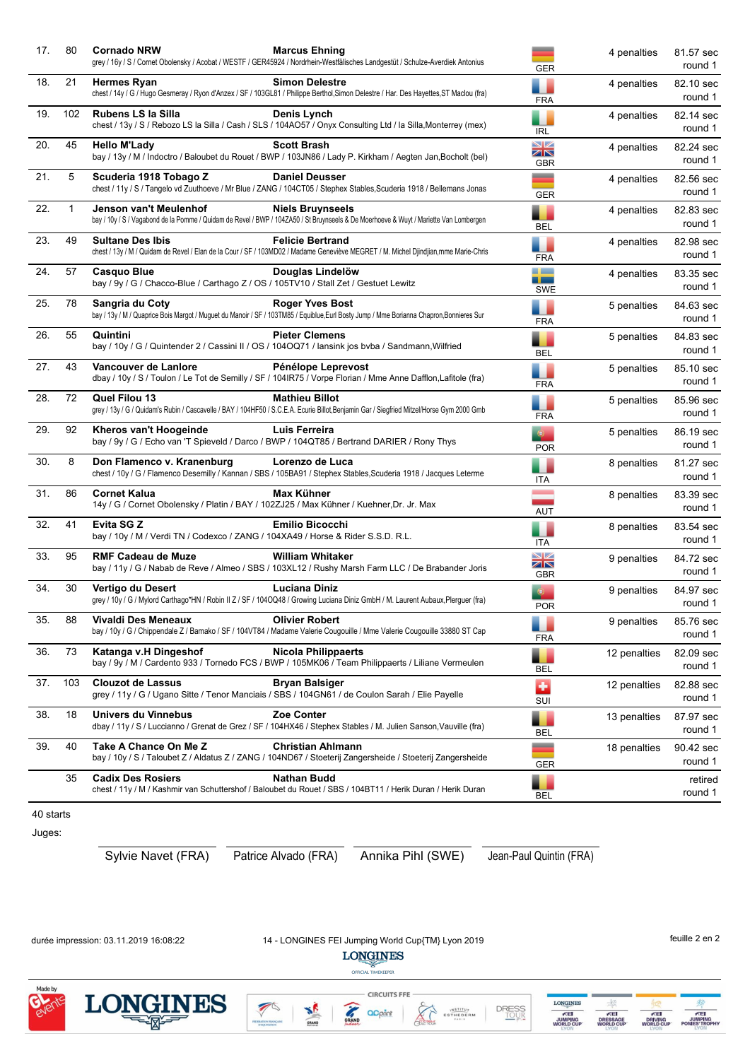| | | | | | | |
|---|---|---|---|---|---|---|
| 17. | 80 | **Cornado NRW**<br>grey / 16y / S / Cornet Obolensky / Acobat / WESTF / GER45924 / Nordrhein-Westfälisches Landgestüt / Schulze-Averdiek Antonius | **Marcus Ehning** | GER | 4 penalties | 81.57 sec<br>round 1 |
| 18. | 21 | **Hermes Ryan**<br>chest / 14y / G / Hugo Gesmeray / Ryon d'Anzex / SF / 103GL81 / Philippe Berthol,Simon Delestre / Har. Des Hayettes,ST Maclou (fra) | **Simon Delestre** | FRA | 4 penalties | 82.10 sec<br>round 1 |
| 19. | 102 | **Rubens LS la Silla**<br>chest / 13y / S / Rebozo LS la Silla / Cash / SLS / 104AO57 / Onyx Consulting Ltd / la Silla,Monterrey (mex) | **Denis Lynch** | IRL | 4 penalties | 82.14 sec<br>round 1 |
| 20. | 45 | **Hello M'Lady**<br>bay / 13y / M / Indoctro / Baloubet du Rouet / BWP / 103JN86 / Lady P. Kirkham / Aegten Jan,Bocholt (bel) | **Scott Brash** | GBR | 4 penalties | 82.24 sec<br>round 1 |
| 21. | 5 | **Scuderia 1918 Tobago Z**<br>chest / 11y / S / Tangelo vd Zuuthoeve / Mr Blue / ZANG / 104CT05 / Stephex Stables,Scuderia 1918 / Bellemans Jonas | **Daniel Deusser** | GER | 4 penalties | 82.56 sec<br>round 1 |
| 22. | 1 | **Jenson van't Meulenhof**<br>bay / 10y / S / Vagabond de la Pomme / Quidam de Revel / BWP / 104ZA50 / St Bruynseels & De Moerhoeve & Wuyt / Mariette Van Lombergen | **Niels Bruynseels** | BEL | 4 penalties | 82.83 sec<br>round 1 |
| 23. | 49 | **Sultane Des Ibis**<br>chest / 13y / M / Quidam de Revel / Elan de la Cour / SF / 103MD02 / Madame Geneviève MEGRET / M. Michel Djindjian,mme Marie-Chris | **Felicie Bertrand** | FRA | 4 penalties | 82.98 sec<br>round 1 |
| 24. | 57 | **Casquo Blue**<br>bay / 9y / G / Chacco-Blue / Carthago Z / OS / 105TV10 / Stall Zet / Gestuet Lewitz | **Douglas Lindelöw** | SWE | 4 penalties | 83.35 sec<br>round 1 |
| 25. | 78 | **Sangria du Coty**<br>bay / 13y / M / Quaprice Bois Margot / Muguet du Manoir / SF / 103TM85 / Equiblue,Eurl Bosty Jump / Mme Borianna Chapron,Bonnieres Sur | **Roger Yves Bost** | FRA | 5 penalties | 84.63 sec<br>round 1 |
| 26. | 55 | **Quintini**<br>bay / 10y / G / Quintender 2 / Cassini II / OS / 104OQ71 / lansink jos bvba / Sandmann,Wilfried | **Pieter Clemens** | BEL | 5 penalties | 84.83 sec<br>round 1 |
| 27. | 43 | **Vancouver de Lanlore**<br>dbay / 10y / S / Toulon / Le Tot de Semilly / SF / 104IR75 / Vorpe Florian / Mme Anne Dafflon,Lafitole (fra) | **Pénélope Leprevost** | FRA | 5 penalties | 85.10 sec<br>round 1 |
| 28. | 72 | **Quel Filou 13**<br>grey / 13y / G / Quidam's Rubin / Cascavelle / BAY / 104HF50 / S.C.E.A. Ecurie Billot,Benjamin Gar / Siegfried Mitzel/Horse Gym 2000 Gmb | **Mathieu Billot** | FRA | 5 penalties | 85.96 sec<br>round 1 |
| 29. | 92 | **Kheros van't Hoogeinde**<br>bay / 9y / G / Echo van 'T Spieveld / Darco / BWP / 104QT85 / Bertrand DARIER / Rony Thys | **Luis Ferreira** | POR | 5 penalties | 86.19 sec<br>round 1 |
| 30. | 8 | **Don Flamenco v. Kranenburg**<br>chest / 10y / G / Flamenco Desemilly / Kannan / SBS / 105BA91 / Stephex Stables,Scuderia 1918 / Jacques Leterme | **Lorenzo de Luca** | ITA | 8 penalties | 81.27 sec<br>round 1 |
| 31. | 86 | **Cornet Kalua**<br>14y / G / Cornet Obolensky / Platin / BAY / 102ZJ25 / Max Kühner / Kuehner,Dr. Jr. Max | **Max Kühner** | AUT | 8 penalties | 83.39 sec<br>round 1 |
| 32. | 41 | **Evita SG Z**<br>bay / 10y / M / Verdi TN / Codexco / ZANG / 104XA49 / Horse & Rider S.S.D. R.L. | **Emilio Bicocchi** | ITA | 8 penalties | 83.54 sec<br>round 1 |
| 33. | 95 | **RMF Cadeau de Muze**<br>bay / 11y / G / Nabab de Reve / Almeo / SBS / 103XL12 / Rushy Marsh Farm LLC / De Brabander Joris | **William Whitaker** | GBR | 9 penalties | 84.72 sec<br>round 1 |
| 34. | 30 | **Vertigo du Desert**<br>grey / 10y / G / Mylord Carthago*HN / Robin II Z / SF / 104OQ48 / Growing Luciana Diniz GmbH / M. Laurent Aubaux,Plerguer (fra) | **Luciana Diniz** | POR | 9 penalties | 84.97 sec<br>round 1 |
| 35. | 88 | **Vivaldi Des Meneaux**<br>bay / 10y / G / Chippendale Z / Bamako / SF / 104VT84 / Madame Valerie Cougouille / Mme Valerie Cougouille 33880 ST Cap | **Olivier Robert** | FRA | 9 penalties | 85.76 sec<br>round 1 |
| 36. | 73 | **Katanga v.H Dingeshof**<br>bay / 9y / M / Cardento 933 / Tornedo FCS / BWP / 105MK06 / Team Philippaerts / Liliane Vermeulen | **Nicola Philippaerts** | BEL | 12 penalties | 82.09 sec<br>round 1 |
| 37. | 103 | **Clouzot de Lassus**<br>grey / 11y / G / Ugano Sitte / Tenor Manciais / SBS / 104GN61 / de Coulon Sarah / Elie Payelle | **Bryan Balsiger** | SUI | 12 penalties | 82.88 sec<br>round 1 |
| 38. | 18 | **Univers du Vinnebus**<br>dbay / 11y / S / Luccianno / Grenat de Grez / SF / 104HX46 / Stephex Stables / M. Julien Sanson,Vauville (fra) | **Zoe Conter** | BEL | 13 penalties | 87.97 sec<br>round 1 |
| 39. | 40 | **Take A Chance On Me Z**<br>bay / 10y / S / Taloubet Z / Aldatus Z / ZANG / 104ND67 / Stoeterij Zangersheide / Stoeterij Zangersheide | **Christian Ahlmann** | GER | 18 penalties | 90.42 sec<br>round 1 |
| | 35 | **Cadix Des Rosiers**<br>chest / 11y / M / Kashmir van Schuttershof / Baloubet du Rouet / SBS / 104BT11 / Herik Duran / Herik Duran | **Nathan Budd** | BEL | | retired<br>round 1 |

40 starts

Juges:

Sylvie Navet (FRA) | Patrice Alvado (FRA) | Annika Pihl (SWE) | Jean-Paul Quintin (FRA)

durée impression: 03.11.2019 16:08:22

14 - LONGINES FEI Jumping World Cup{TM} Lyon 2019